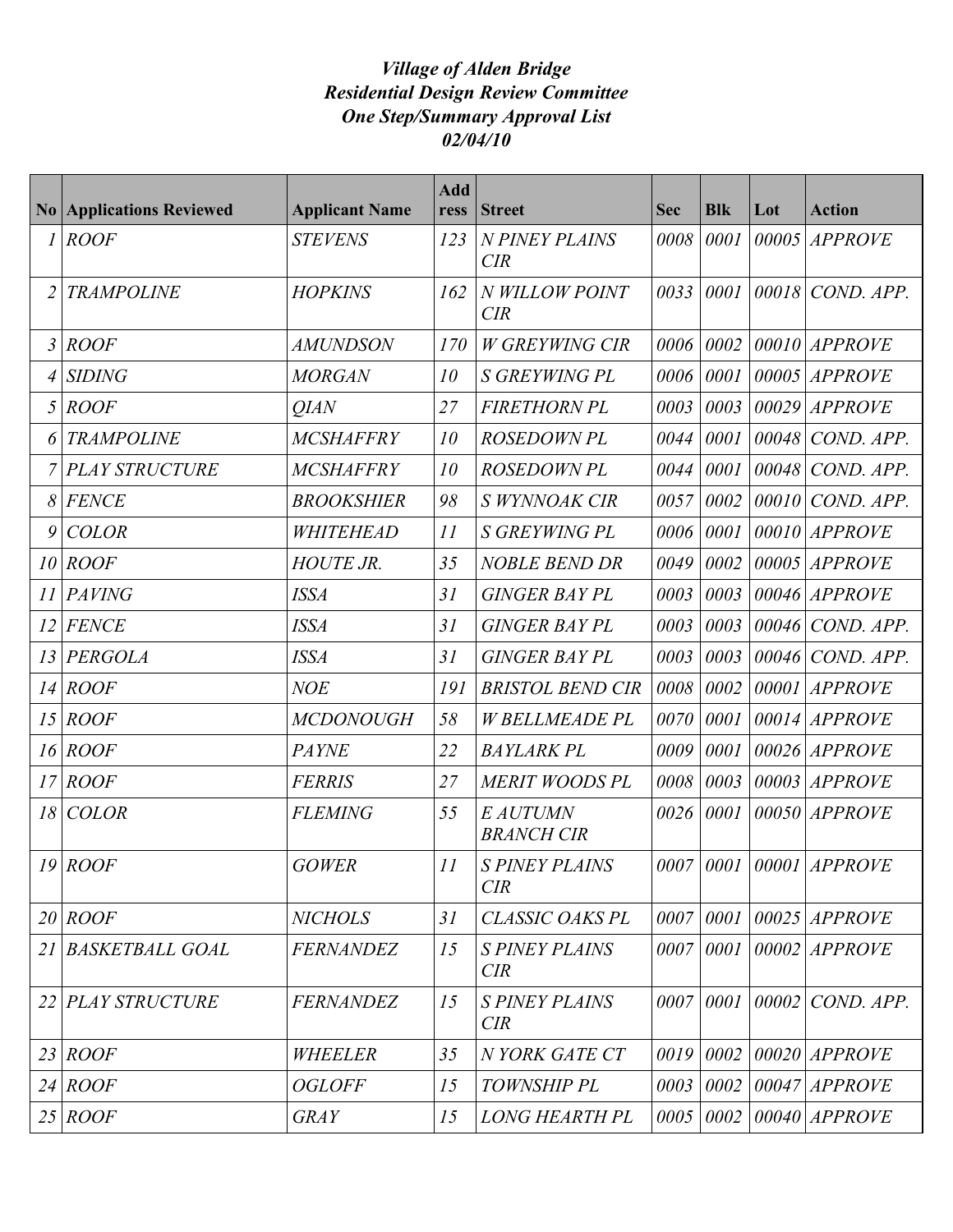***Village of Alden Bridge***
***Residential Design Review Committee***
***One Step/Summary Approval List***
***02/04/10***

| No | Applications Reviewed | Applicant Name | Address | Street | Sec | Blk | Lot | Action |
|---|---|---|---|---|---|---|---|---|
| *1* | *ROOF* | *STEVENS* | *123* | *N PINEY PLAINS CIR* | *0008* | *0001* | *00005* | *APPROVE* |
| *2* | *TRAMPOLINE* | *HOPKINS* | *162* | *N WILLOW POINT CIR* | *0033* | *0001* | *00018* | *COND. APP.* |
| *3* | *ROOF* | *AMUNDSON* | *170* | *W GREYWING CIR* | *0006* | *0002* | *00010* | *APPROVE* |
| *4* | *SIDING* | *MORGAN* | *10* | *S GREYWING PL* | *0006* | *0001* | *00005* | *APPROVE* |
| *5* | *ROOF* | *QIAN* | *27* | *FIRETHORN PL* | *0003* | *0003* | *00029* | *APPROVE* |
| *6* | *TRAMPOLINE* | *MCSHAFFRY* | *10* | *ROSEDOWN PL* | *0044* | *0001* | *00048* | *COND. APP.* |
| *7* | *PLAY STRUCTURE* | *MCSHAFFRY* | *10* | *ROSEDOWN PL* | *0044* | *0001* | *00048* | *COND. APP.* |
| *8* | *FENCE* | *BROOKSHIER* | *98* | *S WYNNOAK CIR* | *0057* | *0002* | *00010* | *COND. APP.* |
| *9* | *COLOR* | *WHITEHEAD* | *11* | *S GREYWING PL* | *0006* | *0001* | *00010* | *APPROVE* |
| *10* | *ROOF* | *HOUTE JR.* | *35* | *NOBLE BEND DR* | *0049* | *0002* | *00005* | *APPROVE* |
| *11* | *PAVING* | *ISSA* | *31* | *GINGER BAY PL* | *0003* | *0003* | *00046* | *APPROVE* |
| *12* | *FENCE* | *ISSA* | *31* | *GINGER BAY PL* | *0003* | *0003* | *00046* | *COND. APP.* |
| *13* | *PERGOLA* | *ISSA* | *31* | *GINGER BAY PL* | *0003* | *0003* | *00046* | *COND. APP.* |
| *14* | *ROOF* | *NOE* | *191* | *BRISTOL BEND CIR* | *0008* | *0002* | *00001* | *APPROVE* |
| *15* | *ROOF* | *MCDONOUGH* | *58* | *W BELLMEADE PL* | *0070* | *0001* | *00014* | *APPROVE* |
| *16* | *ROOF* | *PAYNE* | *22* | *BAYLARK PL* | *0009* | *0001* | *00026* | *APPROVE* |
| *17* | *ROOF* | *FERRIS* | *27* | *MERIT WOODS PL* | *0008* | *0003* | *00003* | *APPROVE* |
| *18* | *COLOR* | *FLEMING* | *55* | *E AUTUMN BRANCH CIR* | *0026* | *0001* | *00050* | *APPROVE* |
| *19* | *ROOF* | *GOWER* | *11* | *S PINEY PLAINS CIR* | *0007* | *0001* | *00001* | *APPROVE* |
| *20* | *ROOF* | *NICHOLS* | *31* | *CLASSIC OAKS PL* | *0007* | *0001* | *00025* | *APPROVE* |
| *21* | *BASKETBALL GOAL* | *FERNANDEZ* | *15* | *S PINEY PLAINS CIR* | *0007* | *0001* | *00002* | *APPROVE* |
| *22* | *PLAY STRUCTURE* | *FERNANDEZ* | *15* | *S PINEY PLAINS CIR* | *0007* | *0001* | *00002* | *COND. APP.* |
| *23* | *ROOF* | *WHEELER* | *35* | *N YORK GATE CT* | *0019* | *0002* | *00020* | *APPROVE* |
| *24* | *ROOF* | *OGLOFF* | *15* | *TOWNSHIP PL* | *0003* | *0002* | *00047* | *APPROVE* |
| *25* | *ROOF* | *GRAY* | *15* | *LONG HEARTH PL* | *0005* | *0002* | *00040* | *APPROVE* |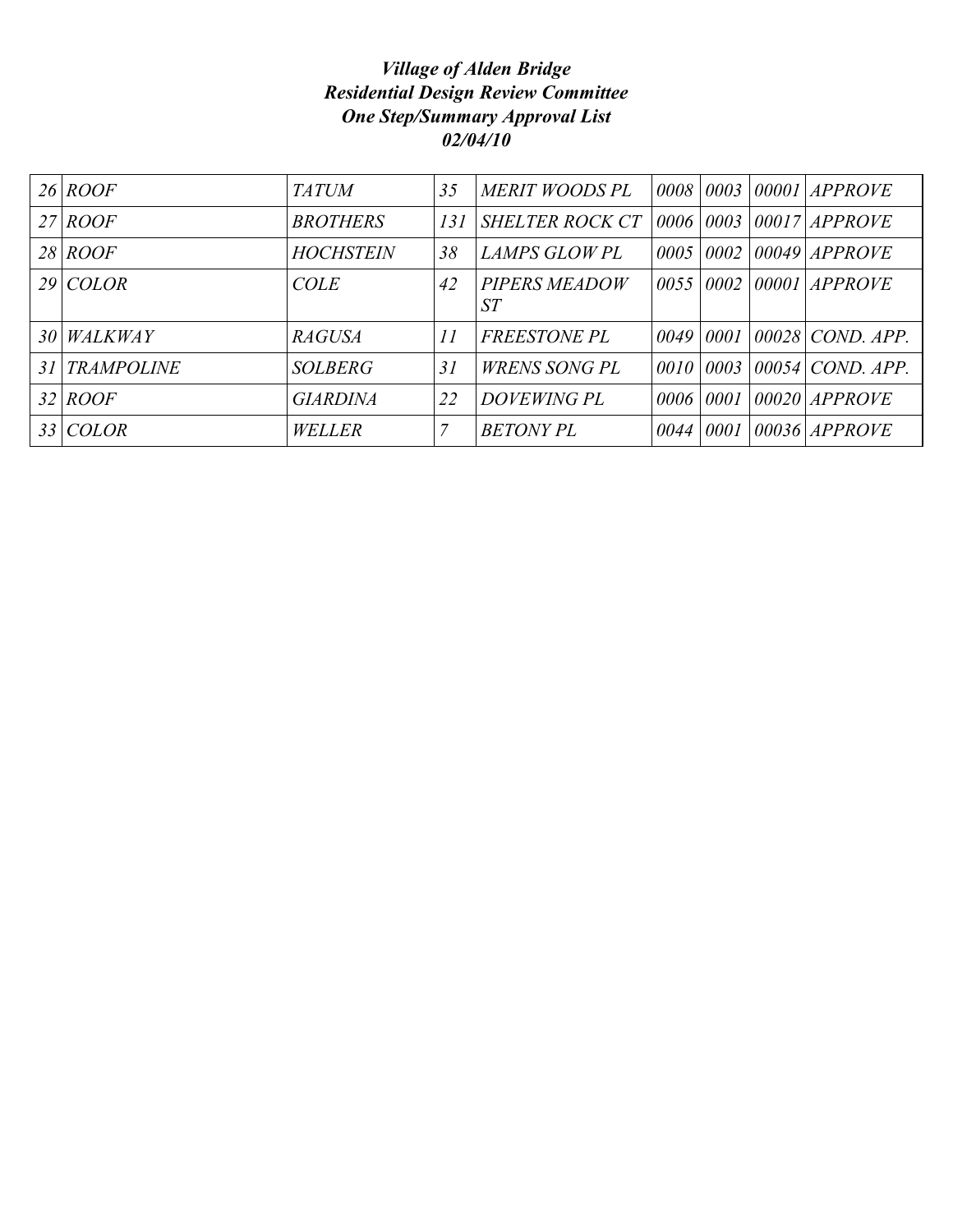***Village of Alden Bridge***
***Residential Design Review Committee***
***One Step/Summary Approval List***
***02/04/10***

| | | | | | | | | |
|---|---|---|---|---|---|---|---|---|
| *26* | *ROOF* | *TATUM* | *35* | *MERIT WOODS PL* | *0008* | *0003* | *00001* | *APPROVE* |
| *27* | *ROOF* | *BROTHERS* | *131* | *SHELTER ROCK CT* | *0006* | *0003* | *00017* | *APPROVE* |
| *28* | *ROOF* | *HOCHSTEIN* | *38* | *LAMPS GLOW PL* | *0005* | *0002* | *00049* | *APPROVE* |
| *29* | *COLOR* | *COLE* | *42* | *PIPERS MEADOW ST* | *0055* | *0002* | *00001* | *APPROVE* |
| *30* | *WALKWAY* | *RAGUSA* | *11* | *FREESTONE PL* | *0049* | *0001* | *00028* | *COND. APP.* |
| *31* | *TRAMPOLINE* | *SOLBERG* | *31* | *WRENS SONG PL* | *0010* | *0003* | *00054* | *COND. APP.* |
| *32* | *ROOF* | *GIARDINA* | *22* | *DOVEWING PL* | *0006* | *0001* | *00020* | *APPROVE* |
| *33* | *COLOR* | *WELLER* | *7* | *BETONY PL* | *0044* | *0001* | *00036* | *APPROVE* |